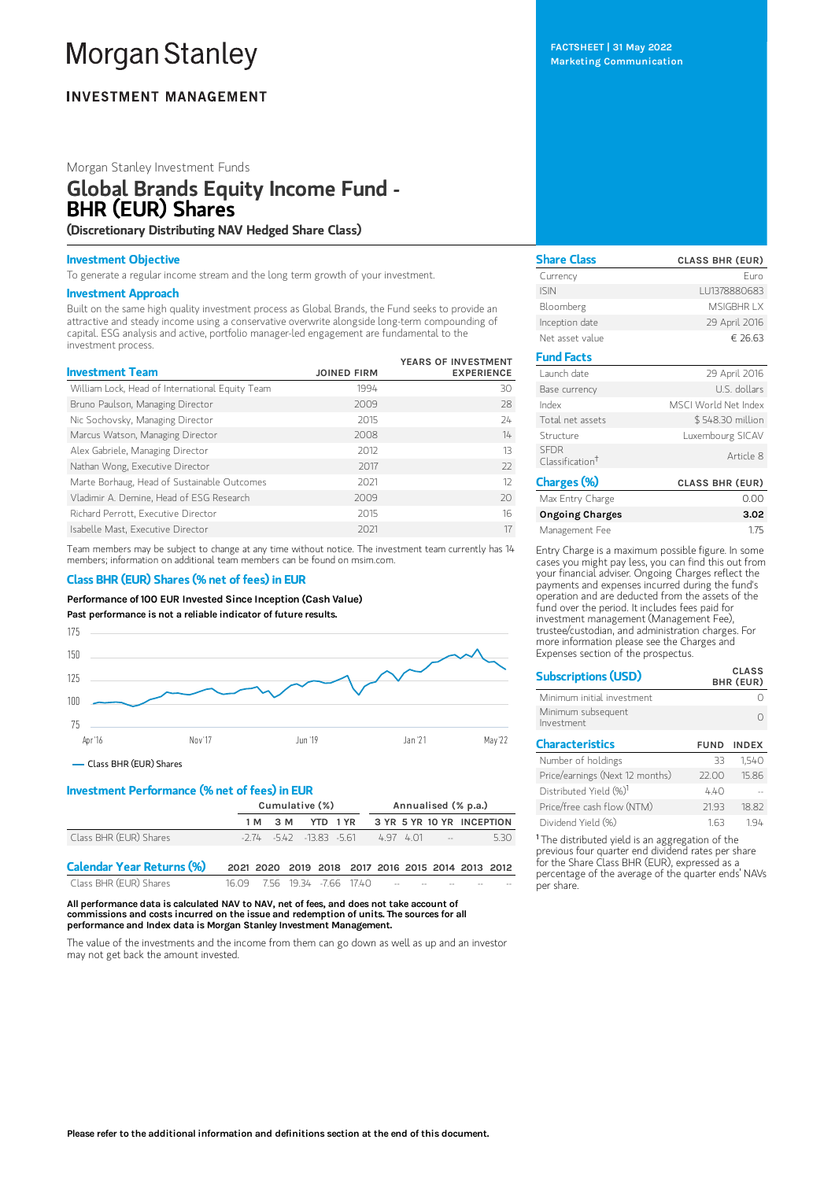# Morgan Stanley

## INVESTMENT MANAGEMENT

FACTSHEET | 31 May 2022
Marketing Communication

Morgan Stanley Investment Funds

# Global Brands Equity Income Fund - BHR (EUR) Shares

**(Discretionary Distributing NAV Hedged Share Class)**

### Investment Objective

To generate a regular income stream and the long term growth of your investment.

### Investment Approach

Built on the same high quality investment process as Global Brands, the Fund seeks to provide an attractive and steady income using a conservative overwrite alongside long-term compounding of capital. ESG analysis and active, portfolio manager-led engagement are fundamental to the investment process.

| Investment Team | JOINED FIRM | YEARS OF INVESTMENT EXPERIENCE |
|---|---|---|
| William Lock, Head of International Equity Team | 1994 | 30 |
| Bruno Paulson, Managing Director | 2009 | 28 |
| Nic Sochovsky, Managing Director | 2015 | 24 |
| Marcus Watson, Managing Director | 2008 | 14 |
| Alex Gabriele, Managing Director | 2012 | 13 |
| Nathan Wong, Executive Director | 2017 | 22 |
| Marte Borhaug, Head of Sustainable Outcomes | 2021 | 12 |
| Vladimir A. Demine, Head of ESG Research | 2009 | 20 |
| Richard Perrott, Executive Director | 2015 | 16 |
| Isabelle Mast, Executive Director | 2021 | 17 |

Team members may be subject to change at any time without notice. The investment team currently has 14 members; information on additional team members can be found on msim.com.

### Class BHR (EUR) Shares (% net of fees) in EUR

**Performance of 100 EUR Invested Since Inception (Cash Value)**

**Past performance is not a reliable indicator of future results.**

— Class BHR (EUR) Shares

### Investment Performance (% net of fees) in EUR

| | Cumulative (%) | | | | Annualised (% p.a.) | | | |
|---|---|---|---|---|---|---|---|---|
| | 1 M | 3 M | YTD | 1 YR | 3 YR | 5 YR | 10 YR | INCEPTION |
| Class BHR (EUR) Shares | -2.74 | -5.42 | -13.83 | -5.61 | 4.97 | 4.01 | -- | 5.30 |

| Calendar Year Returns (%) | 2021 | 2020 | 2019 | 2018 | 2017 | 2016 | 2015 | 2014 | 2013 | 2012 |
|---|---|---|---|---|---|---|---|---|---|---|
| Class BHR (EUR) Shares | 16.09 | 7.56 | 19.34 | -7.66 | 17.40 | -- | -- | -- | -- | -- |

**All performance data is calculated NAV to NAV, net of fees, and does not take account of commissions and costs incurred on the issue and redemption of units. The sources for all performance and Index data is Morgan Stanley Investment Management.**

The value of the investments and the income from them can go down as well as up and an investor may not get back the amount invested.

| Share Class | CLASS BHR (EUR) |
|---|---|
| Currency | Euro |
| ISIN | LU1378880683 |
| Bloomberg | MSIGBHR LX |
| Inception date | 29 April 2016 |
| Net asset value | € 26.63 |

| Fund Facts | |
|---|---|
| Launch date | 29 April 2016 |
| Base currency | U.S. dollars |
| Index | MSCI World Net Index |
| Total net assets | $ 548.30 million |
| Structure | Luxembourg SICAV |
| SFDR Classification† | Article 8 |

| Charges (%) | CLASS BHR (EUR) |
|---|---|
| Max Entry Charge | 0.00 |
| **Ongoing Charges** | **3.02** |
| Management Fee | 1.75 |

Entry Charge is a maximum possible figure. In some cases you might pay less, you can find this out from your financial adviser. Ongoing Charges reflect the payments and expenses incurred during the fund's operation and are deducted from the assets of the fund over the period. It includes fees paid for investment management (Management Fee), trustee/custodian, and administration charges. For more information please see the Charges and Expenses section of the prospectus.

| Subscriptions (USD) | CLASS BHR (EUR) |
|---|---|
| Minimum initial investment | 0 |
| Minimum subsequent Investment | 0 |

| Characteristics | FUND | INDEX |
|---|---|---|
| Number of holdings | 33 | 1,540 |
| Price/earnings (Next 12 months) | 22.00 | 15.86 |
| Distributed Yield (%)[1] | 4.40 | -- |
| Price/free cash flow (NTM) | 21.93 | 18.82 |
| Dividend Yield (%) | 1.63 | 1.94 |

[1] The distributed yield is an aggregation of the previous four quarter end dividend rates per share for the Share Class BHR (EUR), expressed as a percentage of the average of the quarter ends' NAVs per share.

**Please refer to the additional information and definitions section at the end of this document.**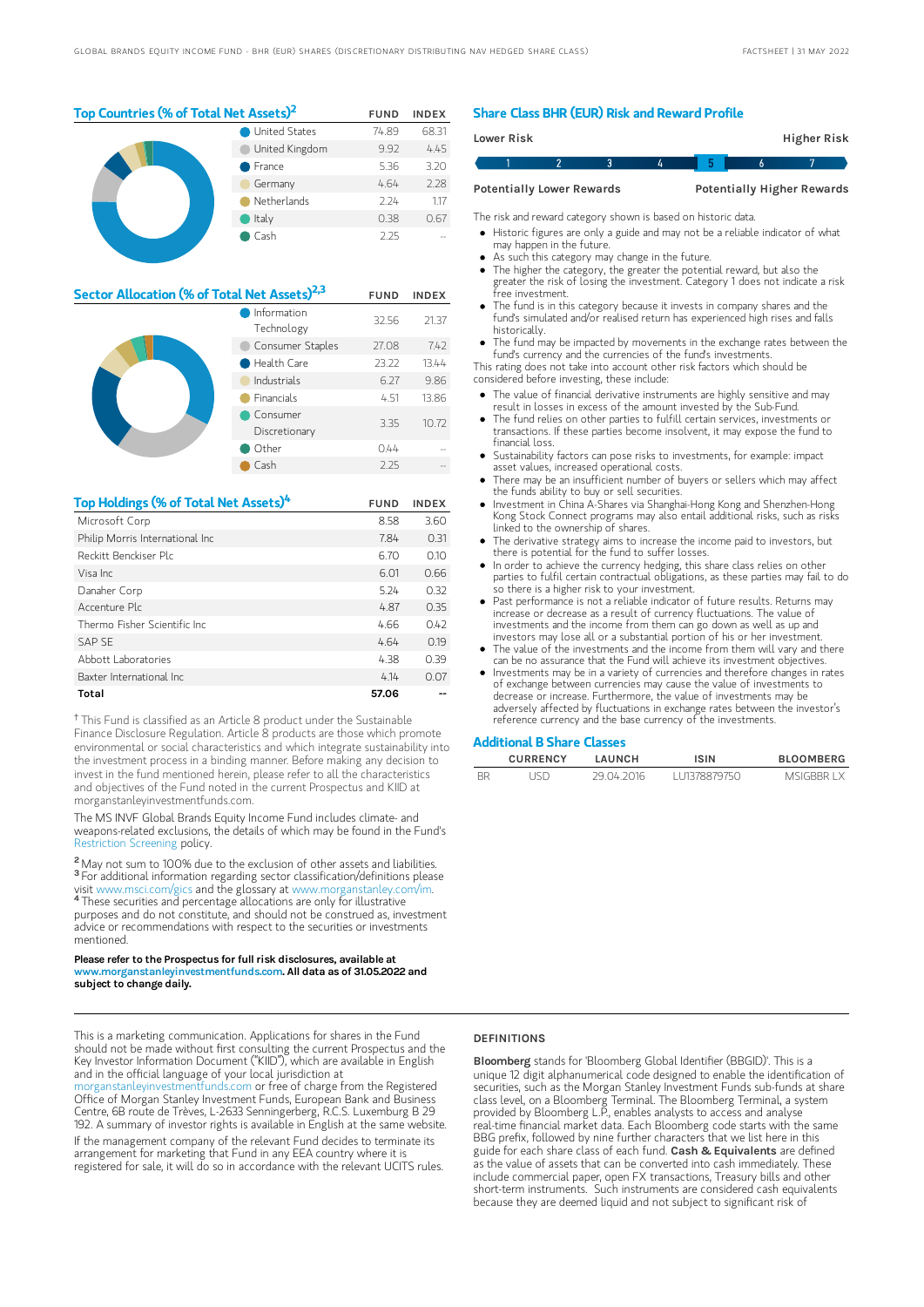## Top Countries (% of Total Net Assets)[2]

| | FUND | INDEX |
|---|---|---|
| United States | 74.89 | 68.31 |
| United Kingdom | 9.92 | 4.45 |
| France | 5.36 | 3.20 |
| Germany | 4.64 | 2.28 |
| Netherlands | 2.24 | 1.17 |
| Italy | 0.38 | 0.67 |
| Cash | 2.25 | -- |

## Sector Allocation (% of Total Net Assets)[2,3]

| | FUND | INDEX |
|---|---|---|
| Information Technology | 32.56 | 21.37 |
| Consumer Staples | 27.08 | 7.42 |
| Health Care | 23.22 | 13.44 |
| Industrials | 6.27 | 9.86 |
| Financials | 4.51 | 13.86 |
| Consumer Discretionary | 3.35 | 10.72 |
| Other | 0.44 | -- |
| Cash | 2.25 | -- |

## Top Holdings (% of Total Net Assets)[4]

| | FUND | INDEX |
|---|---|---|
| Microsoft Corp | 8.58 | 3.60 |
| Philip Morris International Inc | 7.84 | 0.31 |
| Reckitt Benckiser Plc | 6.70 | 0.10 |
| Visa Inc | 6.01 | 0.66 |
| Danaher Corp | 5.24 | 0.32 |
| Accenture Plc | 4.87 | 0.35 |
| Thermo Fisher Scientific Inc | 4.66 | 0.42 |
| SAP SE | 4.64 | 0.19 |
| Abbott Laboratories | 4.38 | 0.39 |
| Baxter International Inc | 4.14 | 0.07 |
| **Total** | **57.06** | **--** |

† This Fund is classified as an Article 8 product under the Sustainable Finance Disclosure Regulation. Article 8 products are those which promote environmental or social characteristics and which integrate sustainability into the investment process in a binding manner. Before making any decision to invest in the fund mentioned herein, please refer to all the characteristics and objectives of the Fund noted in the current Prospectus and KIID at morganstanleyinvestmentfunds.com.

The MS INVF Global Brands Equity Income Fund includes climate- and weapons-related exclusions, the details of which may be found in the Fund's Restriction Screening policy.

[2] May not sum to 100% due to the exclusion of other assets and liabilities.
[3] For additional information regarding sector classification/definitions please visit www.msci.com/gics and the glossary at www.morganstanley.com/im.
[4] These securities and percentage allocations are only for illustrative purposes and do not constitute, and should not be construed as, investment advice or recommendations with respect to the securities or investments mentioned.

**Please refer to the Prospectus for full risk disclosures, available at www.morganstanleyinvestmentfunds.com. All data as of 31.05.2022 and subject to change daily.**

## Share Class BHR (EUR) Risk and Reward Profile

| Lower Risk | | | | | | Higher Risk |
|---|---|---|---|---|---|---|
| 1 | 2 | 3 | 4 | **5** | 6 | 7 |
| Potentially Lower Rewards | | | | | | Potentially Higher Rewards |

The risk and reward category shown is based on historic data.

- Historic figures are only a guide and may not be a reliable indicator of what may happen in the future.
- As such this category may change in the future.
- The higher the category, the greater the potential reward, but also the greater the risk of losing the investment. Category 1 does not indicate a risk free investment.
- The fund is in this category because it invests in company shares and the fund's simulated and/or realised return has experienced high rises and falls historically.
- The fund may be impacted by movements in the exchange rates between the fund's currency and the currencies of the fund's investments.

This rating does not take into account other risk factors which should be considered before investing, these include:

- The value of financial derivative instruments are highly sensitive and may result in losses in excess of the amount invested by the Sub-Fund.
- The fund relies on other parties to fulfill certain services, investments or transactions. If these parties become insolvent, it may expose the fund to financial loss.
- Sustainability factors can pose risks to investments, for example: impact asset values, increased operational costs.
- There may be an insufficient number of buyers or sellers which may affect the funds ability to buy or sell securities.
- Investment in China A-Shares via Shanghai-Hong Kong and Shenzhen-Hong Kong Stock Connect programs may also entail additional risks, such as risks linked to the ownership of shares.
- The derivative strategy aims to increase the income paid to investors, but there is potential for the fund to suffer losses.
- In order to achieve the currency hedging, this share class relies on other parties to fulfil certain contractual obligations, as these parties may fail to do so there is a higher risk to your investment.
- Past performance is not a reliable indicator of future results. Returns may increase or decrease as a result of currency fluctuations. The value of investments and the income from them can go down as well as up and investors may lose all or a substantial portion of his or her investment.
- The value of the investments and the income from them will vary and there can be no assurance that the Fund will achieve its investment objectives.
- Investments may be in a variety of currencies and therefore changes in rates of exchange between currencies may cause the value of investments to decrease or increase. Furthermore, the value of investments may be adversely affected by fluctuations in exchange rates between the investor's reference currency and the base currency of the investments.

## Additional B Share Classes

| | CURRENCY | LAUNCH | ISIN | BLOOMBERG |
|---|---|---|---|---|
| BR | USD | 29.04.2016 | LU1378879750 | MSIGBBR LX |

This is a marketing communication. Applications for shares in the Fund should not be made without first consulting the current Prospectus and the Key Investor Information Document ("KIID"), which are available in English and in the official language of your local jurisdiction at morganstanleyinvestmentfunds.com or free of charge from the Registered Office of Morgan Stanley Investment Funds, European Bank and Business Centre, 6B route de Trèves, L-2633 Senningerberg, R.C.S. Luxemburg B 29 192. A summary of investor rights is available in English at the same website.

If the management company of the relevant Fund decides to terminate its arrangement for marketing that Fund in any EEA country where it is registered for sale, it will do so in accordance with the relevant UCITS rules.

### DEFINITIONS

**Bloomberg** stands for 'Bloomberg Global Identifier (BBGID)'. This is a unique 12 digit alphanumerical code designed to enable the identification of securities, such as the Morgan Stanley Investment Funds sub-funds at share class level, on a Bloomberg Terminal. The Bloomberg Terminal, a system provided by Bloomberg L.P., enables analysts to access and analyse real-time financial market data. Each Bloomberg code starts with the same BBG prefix, followed by nine further characters that we list here in this guide for each share class of each fund. **Cash & Equivalents** are defined as the value of assets that can be converted into cash immediately. These include commercial paper, open FX transactions, Treasury bills and other short-term instruments. Such instruments are considered cash equivalents because they are deemed liquid and not subject to significant risk of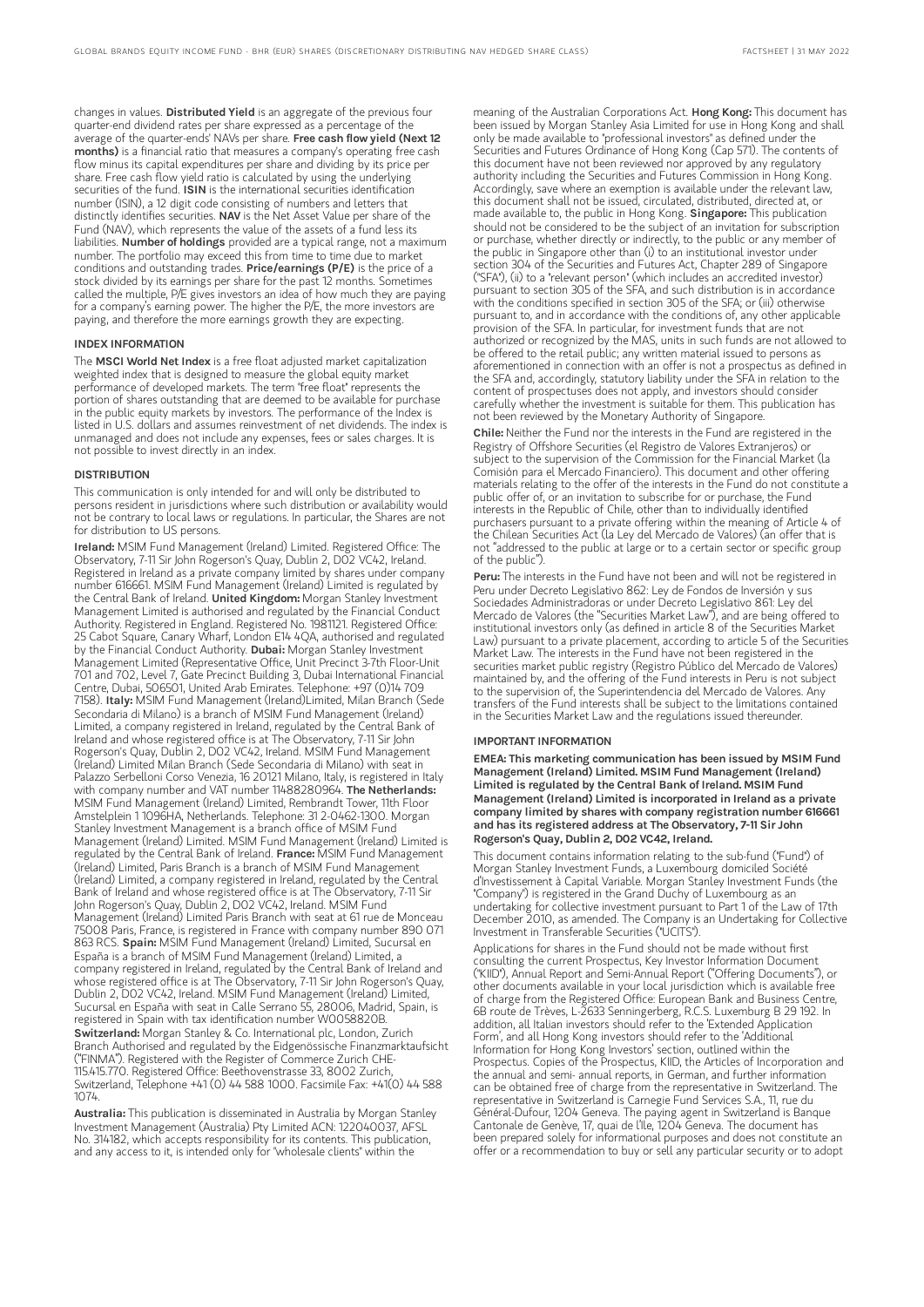changes in values. **Distributed Yield** is an aggregate of the previous four quarter-end dividend rates per share expressed as a percentage of the average of the quarter-ends' NAVs per share. **Free cash flow yield (Next 12 months)** is a financial ratio that measures a company's operating free cash flow minus its capital expenditures per share and dividing by its price per share. Free cash flow yield ratio is calculated by using the underlying securities of the fund. **ISIN** is the international securities identification number (ISIN), a 12 digit code consisting of numbers and letters that distinctly identifies securities. **NAV** is the Net Asset Value per share of the Fund (NAV), which represents the value of the assets of a fund less its liabilities. **Number of holdings** provided are a typical range, not a maximum number. The portfolio may exceed this from time to time due to market conditions and outstanding trades. **Price/earnings (P/E)** is the price of a stock divided by its earnings per share for the past 12 months. Sometimes called the multiple, P/E gives investors an idea of how much they are paying for a company's earning power. The higher the P/E, the more investors are paying, and therefore the more earnings growth they are expecting.

## INDEX INFORMATION

The **MSCI World Net Index** is a free float adjusted market capitalization weighted index that is designed to measure the global equity market performance of developed markets. The term "free float" represents the portion of shares outstanding that are deemed to be available for purchase in the public equity markets by investors. The performance of the Index is listed in U.S. dollars and assumes reinvestment of net dividends. The index is unmanaged and does not include any expenses, fees or sales charges. It is not possible to invest directly in an index.

## DISTRIBUTION

This communication is only intended for and will only be distributed to persons resident in jurisdictions where such distribution or availability would not be contrary to local laws or regulations. In particular, the Shares are not for distribution to US persons.

**Ireland:** MSIM Fund Management (Ireland) Limited. Registered Office: The Observatory, 7-11 Sir John Rogerson's Quay, Dublin 2, D02 VC42, Ireland. Registered in Ireland as a private company limited by shares under company number 616661. MSIM Fund Management (Ireland) Limited is regulated by the Central Bank of Ireland. **United Kingdom:** Morgan Stanley Investment Management Limited is authorised and regulated by the Financial Conduct Authority. Registered in England. Registered No. 1981121. Registered Office: 25 Cabot Square, Canary Wharf, London E14 4QA, authorised and regulated by the Financial Conduct Authority. **Dubai:** Morgan Stanley Investment Management Limited (Representative Office, Unit Precinct 3-7th Floor-Unit 701 and 702, Level 7, Gate Precinct Building 3, Dubai International Financial Centre, Dubai, 506501, United Arab Emirates. Telephone: +97 (0)14 709 7158). **Italy:** MSIM Fund Management (Ireland)Limited, Milan Branch (Sede Secondaria di Milano) is a branch of MSIM Fund Management (Ireland) Limited, a company registered in Ireland, regulated by the Central Bank of Ireland and whose registered office is at The Observatory, 7-11 Sir John Rogerson's Quay, Dublin 2, D02 VC42, Ireland. MSIM Fund Management (Ireland) Limited Milan Branch (Sede Secondaria di Milano) with seat in Palazzo Serbelloni Corso Venezia, 16 20121 Milano, Italy, is registered in Italy with company number and VAT number 11488280964. **The Netherlands:** MSIM Fund Management (Ireland) Limited, Rembrandt Tower, 11th Floor Amstelplein 1 1096HA, Netherlands. Telephone: 31 2-0462-1300. Morgan Stanley Investment Management is a branch office of MSIM Fund Management (Ireland) Limited. MSIM Fund Management (Ireland) Limited is regulated by the Central Bank of Ireland. **France:** MSIM Fund Management (Ireland) Limited, Paris Branch is a branch of MSIM Fund Management (Ireland) Limited, a company registered in Ireland, regulated by the Central Bank of Ireland and whose registered office is at The Observatory, 7-11 Sir John Rogerson's Quay, Dublin 2, D02 VC42, Ireland. MSIM Fund Management (Ireland) Limited Paris Branch with seat at 61 rue de Monceau 75008 Paris, France, is registered in France with company number 890 071 863 RCS. **Spain:** MSIM Fund Management (Ireland) Limited, Sucursal en España is a branch of MSIM Fund Management (Ireland) Limited, a company registered in Ireland, regulated by the Central Bank of Ireland and whose registered office is at The Observatory, 7-11 Sir John Rogerson's Quay, Dublin 2, D02 VC42, Ireland. MSIM Fund Management (Ireland) Limited, Sucursal en España with seat in Calle Serrano 55, 28006, Madrid, Spain, is registered in Spain with tax identification number W0058820B. **Switzerland:** Morgan Stanley & Co. International plc, London, Zurich Branch Authorised and regulated by the Eidgenössische Finanzmarktaufsicht ("FINMA"). Registered with the Register of Commerce Zurich CHE-115.415.770. Registered Office: Beethovenstrasse 33, 8002 Zurich, Switzerland, Telephone +41 (0) 44 588 1000. Facsimile Fax: +41(0) 44 588 1074.

**Australia:** This publication is disseminated in Australia by Morgan Stanley Investment Management (Australia) Pty Limited ACN: 122040037, AFSL No. 314182, which accepts responsibility for its contents. This publication, and any access to it, is intended only for "wholesale clients" within the meaning of the Australian Corporations Act. **Hong Kong:** This document has been issued by Morgan Stanley Asia Limited for use in Hong Kong and shall only be made available to "professional investors" as defined under the Securities and Futures Ordinance of Hong Kong (Cap 571). The contents of this document have not been reviewed nor approved by any regulatory authority including the Securities and Futures Commission in Hong Kong. Accordingly, save where an exemption is available under the relevant law, this document shall not be issued, circulated, distributed, directed at, or made available to, the public in Hong Kong. **Singapore:** This publication should not be considered to be the subject of an invitation for subscription or purchase, whether directly or indirectly, to the public or any member of the public in Singapore other than (i) to an institutional investor under section 304 of the Securities and Futures Act, Chapter 289 of Singapore ("SFA"), (ii) to a "relevant person" (which includes an accredited investor) pursuant to section 305 of the SFA, and such distribution is in accordance with the conditions specified in section 305 of the SFA; or (iii) otherwise pursuant to, and in accordance with the conditions of, any other applicable provision of the SFA. In particular, for investment funds that are not authorized or recognized by the MAS, units in such funds are not allowed to be offered to the retail public; any written material issued to persons as aforementioned in connection with an offer is not a prospectus as defined in the SFA and, accordingly, statutory liability under the SFA in relation to the content of prospectuses does not apply, and investors should consider carefully whether the investment is suitable for them. This publication has not been reviewed by the Monetary Authority of Singapore.

**Chile:** Neither the Fund nor the interests in the Fund are registered in the Registry of Offshore Securities (el Registro de Valores Extranjeros) or subject to the supervision of the Commission for the Financial Market (la Comisión para el Mercado Financiero). This document and other offering materials relating to the offer of the interests in the Fund do not constitute a public offer of, or an invitation to subscribe for or purchase, the Fund interests in the Republic of Chile, other than to individually identified purchasers pursuant to a private offering within the meaning of Article 4 of the Chilean Securities Act (la Ley del Mercado de Valores) (an offer that is not "addressed to the public at large or to a certain sector or specific group of the public").

**Peru:** The interests in the Fund have not been and will not be registered in Peru under Decreto Legislativo 862: Ley de Fondos de Inversión y sus Sociedades Administradoras or under Decreto Legislativo 861: Ley del Mercado de Valores (the "Securities Market Law"), and are being offered to institutional investors only (as defined in article 8 of the Securities Market Law) pursuant to a private placement, according to article 5 of the Securities Market Law. The interests in the Fund have not been registered in the securities market public registry (Registro Público del Mercado de Valores) maintained by, and the offering of the Fund interests in Peru is not subject to the supervision of, the Superintendencia del Mercado de Valores. Any transfers of the Fund interests shall be subject to the limitations contained in the Securities Market Law and the regulations issued thereunder.

## IMPORTANT INFORMATION

**EMEA: This marketing communication has been issued by MSIM Fund Management (Ireland) Limited. MSIM Fund Management (Ireland) Limited is regulated by the Central Bank of Ireland. MSIM Fund Management (Ireland) Limited is incorporated in Ireland as a private company limited by shares with company registration number 616661 and has its registered address at The Observatory, 7-11 Sir John Rogerson's Quay, Dublin 2, D02 VC42, Ireland.**

This document contains information relating to the sub-fund ("Fund") of Morgan Stanley Investment Funds, a Luxembourg domiciled Société d'Investissement à Capital Variable. Morgan Stanley Investment Funds (the "Company") is registered in the Grand Duchy of Luxembourg as an undertaking for collective investment pursuant to Part 1 of the Law of 17th December 2010, as amended. The Company is an Undertaking for Collective Investment in Transferable Securities ("UCITS").

Applications for shares in the Fund should not be made without first consulting the current Prospectus, Key Investor Information Document ("KIID"), Annual Report and Semi-Annual Report ("Offering Documents"), or other documents available in your local jurisdiction which is available free of charge from the Registered Office: European Bank and Business Centre, 6B route de Trèves, L-2633 Senningerberg, R.C.S. Luxemburg B 29 192. In addition, all Italian investors should refer to the 'Extended Application Form', and all Hong Kong investors should refer to the 'Additional Information for Hong Kong Investors' section, outlined within the Prospectus. Copies of the Prospectus, KIID, the Articles of Incorporation and the annual and semi- annual reports, in German, and further information can be obtained free of charge from the representative in Switzerland. The representative in Switzerland is Carnegie Fund Services S.A., 11, rue du Général-Dufour, 1204 Geneva. The paying agent in Switzerland is Banque Cantonale de Genève, 17, quai de l'Ile, 1204 Geneva. The document has been prepared solely for informational purposes and does not constitute an offer or a recommendation to buy or sell any particular security or to adopt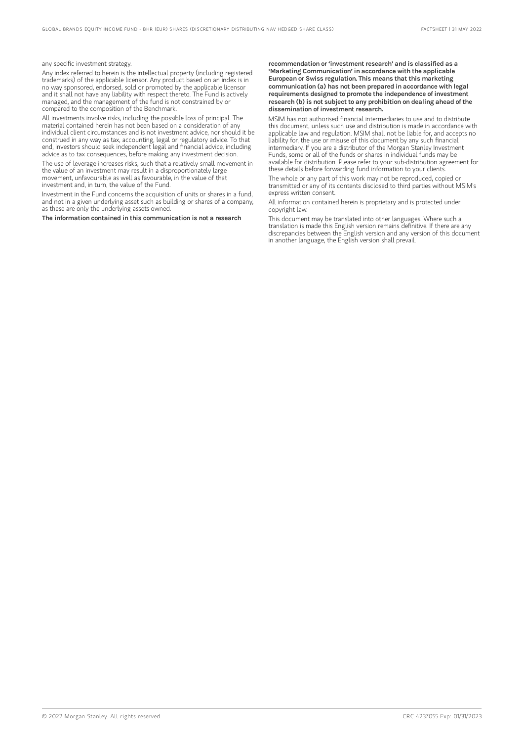any specific investment strategy.

Any index referred to herein is the intellectual property (including registered trademarks) of the applicable licensor. Any product based on an index is in no way sponsored, endorsed, sold or promoted by the applicable licensor and it shall not have any liability with respect thereto. The Fund is actively managed, and the management of the fund is not constrained by or compared to the composition of the Benchmark.

All investments involve risks, including the possible loss of principal. The material contained herein has not been based on a consideration of any individual client circumstances and is not investment advice, nor should it be construed in any way as tax, accounting, legal or regulatory advice. To that end, investors should seek independent legal and financial advice, including advice as to tax consequences, before making any investment decision.

The use of leverage increases risks, such that a relatively small movement in the value of an investment may result in a disproportionately large movement, unfavourable as well as favourable, in the value of that investment and, in turn, the value of the Fund.

Investment in the Fund concerns the acquisition of units or shares in a fund, and not in a given underlying asset such as building or shares of a company, as these are only the underlying assets owned.

**The information contained in this communication is not a research recommendation or 'investment research' and is classified as a 'Marketing Communication' in accordance with the applicable European or Swiss regulation. This means that this marketing communication (a) has not been prepared in accordance with legal requirements designed to promote the independence of investment research (b) is not subject to any prohibition on dealing ahead of the dissemination of investment research.**

MSIM has not authorised financial intermediaries to use and to distribute this document, unless such use and distribution is made in accordance with applicable law and regulation. MSIM shall not be liable for, and accepts no liability for, the use or misuse of this document by any such financial intermediary. If you are a distributor of the Morgan Stanley Investment Funds, some or all of the funds or shares in individual funds may be available for distribution. Please refer to your sub-distribution agreement for these details before forwarding fund information to your clients.

The whole or any part of this work may not be reproduced, copied or transmitted or any of its contents disclosed to third parties without MSIM's express written consent.

All information contained herein is proprietary and is protected under copyright law.

This document may be translated into other languages. Where such a translation is made this English version remains definitive. If there are any discrepancies between the English version and any version of this document in another language, the English version shall prevail.

© 2022 Morgan Stanley. All rights reserved.

CRC 4237055 Exp: 01/31/2023